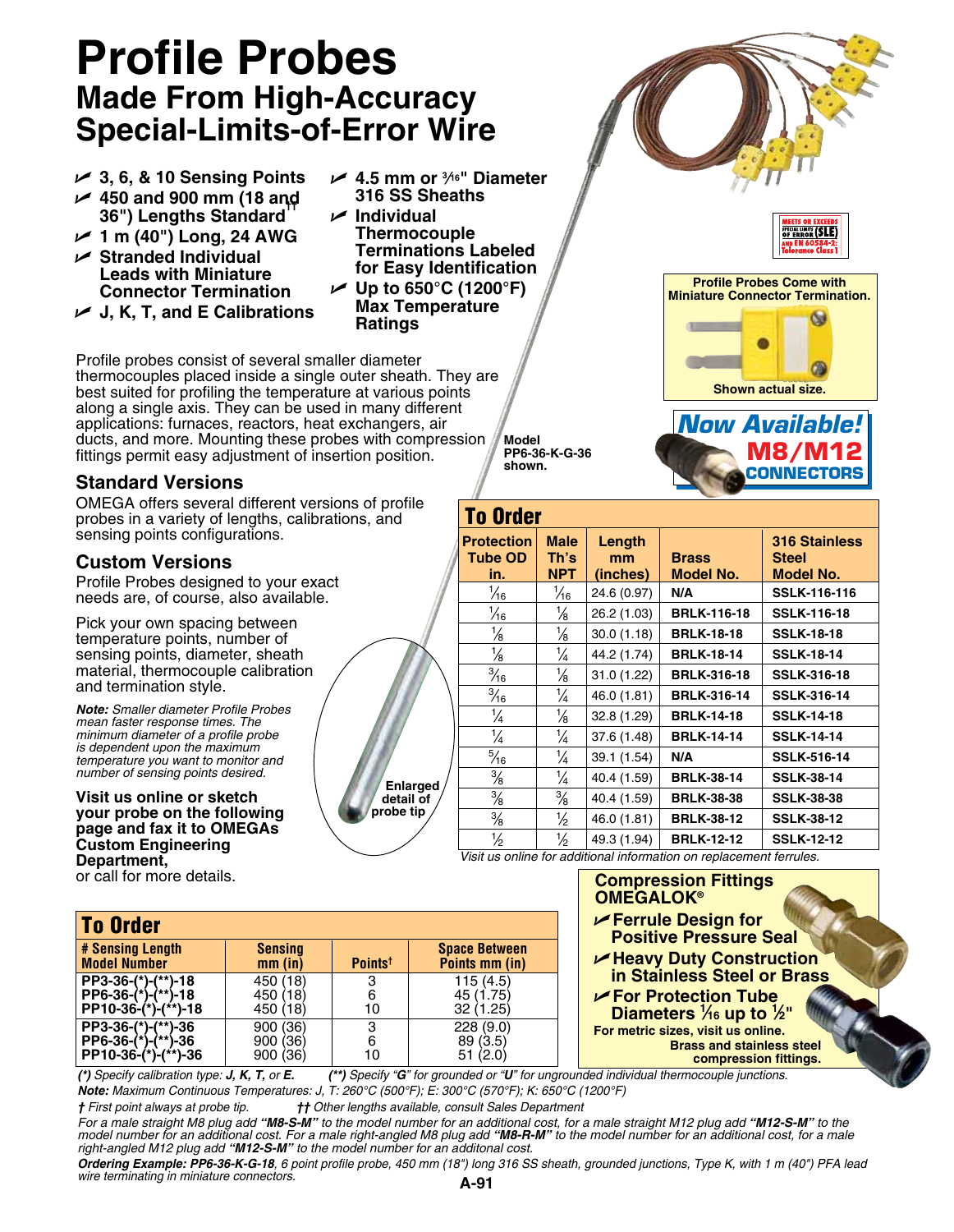# Profile Probes

## Made From High-Accuracy Special-Limits-of-Error Wire

- ✓ 3, 6, & 10 Sensing Points
- ✓ 450 and 900 mm (18 and 36") Lengths Standard††
- ✓ 1 m (40") Long, 24 AWG
- ✓ Stranded Individual Leads with Miniature Connector Termination
- ✓ J, K, T, and E Calibrations
- ✓ 4.5 mm or 3⁄16" Diameter 316 SS Sheaths
- ✓ Individual Thermocouple Terminations Labeled for Easy Identification
- ✓ Up to 650°C (1200°F) Max Temperature Ratings

Profile probes consist of several smaller diameter thermocouples placed inside a single outer sheath. They are best suited for profiling the temperature at various points along a single axis. They can be used in many different applications: furnaces, reactors, heat exchangers, air ducts, and more. Mounting these probes with compression fittings permit easy adjustment of insertion position.

Model PP6-36-K-G-36 shown.

MEETS OR EXCEEDS SPECIAL LIMITS OF ERROR (SLE) AND EN 60584-2: Tolerance Class 1

Profile Probes Come with Miniature Connector Termination.

Shown actual size.

**Now Available! M8/M12 CONNECTORS**

### Standard Versions

OMEGA offers several different versions of profile probes in a variety of lengths, calibrations, and sensing points configurations.

### Custom Versions

Profile Probes designed to your exact needs are, of course, also available.

Pick your own spacing between temperature points, number of sensing points, diameter, sheath material, thermocouple calibration and termination style.

*Note: Smaller diameter Profile Probes mean faster response time. The minimum diameter of a profile probe is dependent upon the maximum temperature you want to monitor and number of sensing points desired.*

**Visit us online or sketch your probe on the following page and fax it to OMEGAs Custom Engineering Department,** or call for more details.

Enlarged detail of probe tip

## To Order

| Protection Tube OD in. | Male Th's NPT | Length mm (inches) | Brass Model No. | 316 Stainless Steel Model No. |
|---|---|---|---|---|
| 1⁄16 | 1⁄16 | 24.6 (0.97) | N/A | SSLK-116-116 |
| 1⁄16 | 1⁄8 | 26.2 (1.03) | BRLK-116-18 | SSLK-116-18 |
| 1⁄8 | 1⁄8 | 30.0 (1.18) | BRLK-18-18 | SSLK-18-18 |
| 1⁄8 | 1⁄4 | 44.2 (1.74) | BRLK-18-14 | SSLK-18-14 |
| 3⁄16 | 1⁄8 | 31.0 (1.22) | BRLK-316-18 | SSLK-316-18 |
| 3⁄16 | 1⁄4 | 46.0 (1.81) | BRLK-316-14 | SSLK-316-14 |
| 1⁄4 | 1⁄8 | 32.8 (1.29) | BRLK-14-18 | SSLK-14-18 |
| 1⁄4 | 1⁄4 | 37.6 (1.48) | BRLK-14-14 | SSLK-14-14 |
| 5⁄16 | 1⁄4 | 39.1 (1.54) | N/A | SSLK-516-14 |
| 3⁄8 | 1⁄4 | 40.4 (1.59) | BRLK-38-14 | SSLK-38-14 |
| 3⁄8 | 3⁄8 | 40.4 (1.59) | BRLK-38-38 | SSLK-38-38 |
| 3⁄8 | 1⁄2 | 46.0 (1.81) | BRLK-38-12 | SSLK-38-12 |
| 1⁄2 | 1⁄2 | 49.3 (1.94) | BRLK-12-12 | SSLK-12-12 |

*Visit us online for additional information on replacement ferrules.*

### Compression Fittings OMEGALOK®

- ✓ Ferrule Design for Positive Pressure Seal
- ✓ Heavy Duty Construction in Stainless Steel or Brass
- ✓ For Protection Tube Diameters 1⁄16 up to 1⁄2"

For metric sizes, visit us online.

Brass and stainless steel compression fittings.

## To Order

| # Sensing Length Model Number | Sensing mm (in) | Points† | Space Between Points mm (in) |
|---|---|---|---|
| PP3-36-(*)-(**)-18 | 450 (18) | 3 | 115 (4.5) |
| PP6-36-(*)-(**)-18 | 450 (18) | 6 | 45 (1.75) |
| PP10-36-(*)-(**)-18 | 450 (18) | 10 | 32 (1.25) |
| PP3-36-(*)-(**)-36 | 900 (36) | 3 | 228 (9.0) |
| PP6-36-(*)-(**)-36 | 900 (36) | 6 | 89 (3.5) |
| PP10-36-(*)-(**)-36 | 900 (36) | 10 | 51 (2.0) |

*(\*) Specify calibration type: **J, K, T,** or **E.*** *(\*\*) Specify "**G**" for grounded or "**U**" for ungrounded individual thermocouple junctions.*

***Note:** Maximum Continuous Temperatures: J, T: 260°C (500°F); E: 300°C (570°F); K: 650°C (1200°F)*

*† First point always at probe tip.* *†† Other lengths available, consult Sales Department*

*For a male straight M8 plug add **"M8-S-M"** to the model number for an additional cost, for a male straight M12 plug add **"M12-S-M"** to the model number for an additional cost. For a male right-angled M8 plug add **"M8-R-M"** to the model number for an additional cost, for a male right-angled M12 plug add **"M12-S-M"** to the model number for an additonal cost.*

***Ordering Example: PP6-36-K-G-18**, 6 point profile probe, 450 mm (18") long 316 SS sheath, grounded junctions, Type K, with 1 m (40") PFA lead wire terminating in miniature connectors.*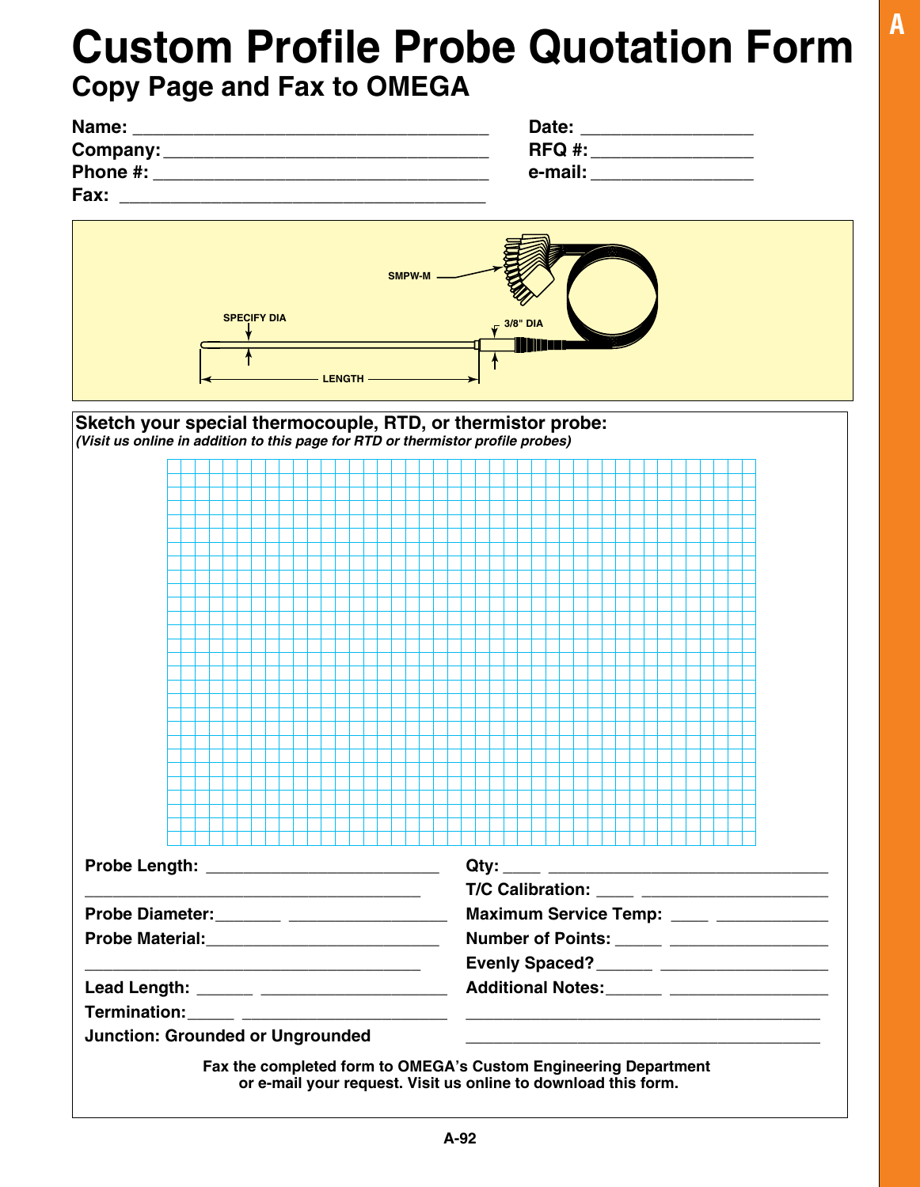# Custom Profile Probe Quotation Form

## Copy Page and Fax to OMEGA

**Name:** ___________________________________

**Company:** ___________________________________

**Phone #:** ___________________________________

**Fax:** ___________________________________

**Date:** _________________

**RFQ #:** _________________

**e-mail:** _________________

SMPW-M

SPECIFY DIA

3/8" DIA

LENGTH

**Sketch your special thermocouple, RTD, or thermistor probe:**

***(Visit us online in addition to this page for RTD or thermistor profile probes)***

**Probe Length:** _________________________

_____________________________________

**Probe Diameter:** _______ _________________

**Probe Material:** _________________________

_____________________________________

**Lead Length:** ______ ____________________

**Termination:** _____ ______________________

**Junction: Grounded or Ungrounded**

**Qty:** ____ ________________________________

**T/C Calibration:** ____ _____________________

**Maximum Service Temp:** ____ ____________

**Number of Points:** _____ _________________

**Evenly Spaced?** ______ __________________

**Additional Notes:** ______ _________________

_____________________________________

_____________________________________

**Fax the completed form to OMEGA's Custom Engineering Department or e-mail your request. Visit us online to download this form.**